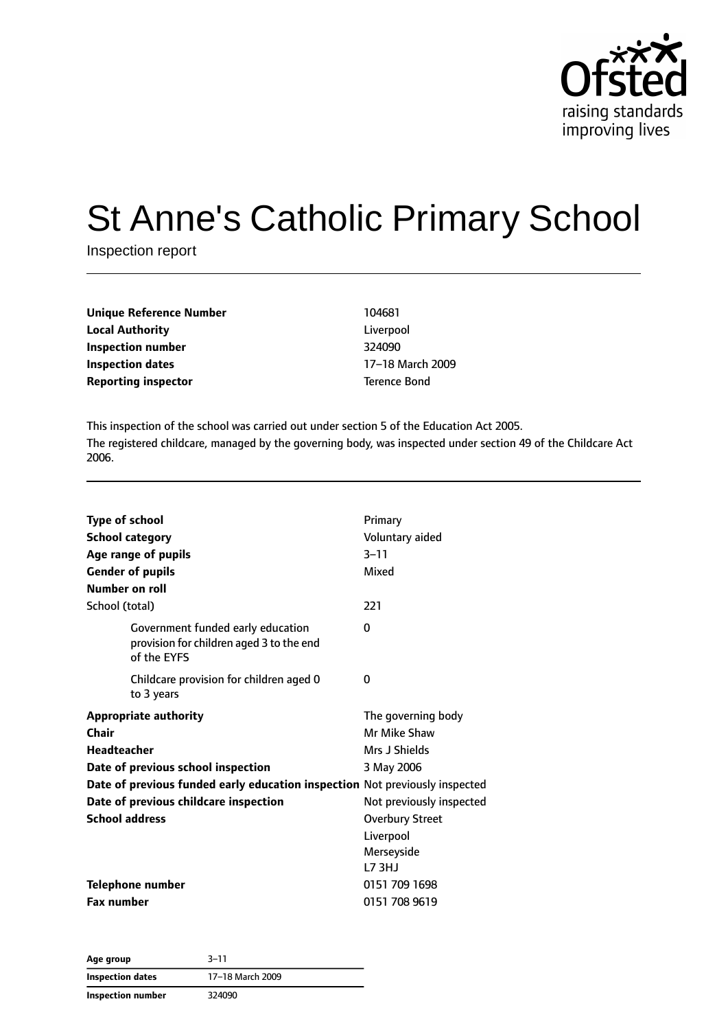# St Anne's Catholic Primary School

Inspection report

| | |
|---|---|
| **Unique Reference Number** | 104681 |
| **Local Authority** | Liverpool |
| **Inspection number** | 324090 |
| **Inspection dates** | 17–18 March 2009 |
| **Reporting inspector** | Terence Bond |

This inspection of the school was carried out under section 5 of the Education Act 2005.

The registered childcare, managed by the governing body, was inspected under section 49 of the Childcare Act 2006.

| | |
|---|---|
| **Type of school** | Primary |
| **School category** | Voluntary aided |
| **Age range of pupils** | 3–11 |
| **Gender of pupils** | Mixed |
| **Number on roll** | |
| School (total) | 221 |
| Government funded early education provision for children aged 3 to the end of the EYFS | 0 |
| Childcare provision for children aged 0 to 3 years | 0 |
| **Appropriate authority** | The governing body |
| **Chair** | Mr Mike Shaw |
| **Headteacher** | Mrs J Shields |
| **Date of previous school inspection** | 3 May 2006 |
| **Date of previous funded early education inspection** | Not previously inspected |
| **Date of previous childcare inspection** | Not previously inspected |
| **School address** | Overbury Street<br>Liverpool<br>Merseyside<br>L7 3HJ |
| **Telephone number** | 0151 709 1698 |
| **Fax number** | 0151 708 9619 |

| | |
|---|---|
| **Age group** | 3–11 |
| **Inspection dates** | 17–18 March 2009 |
| **Inspection number** | 324090 |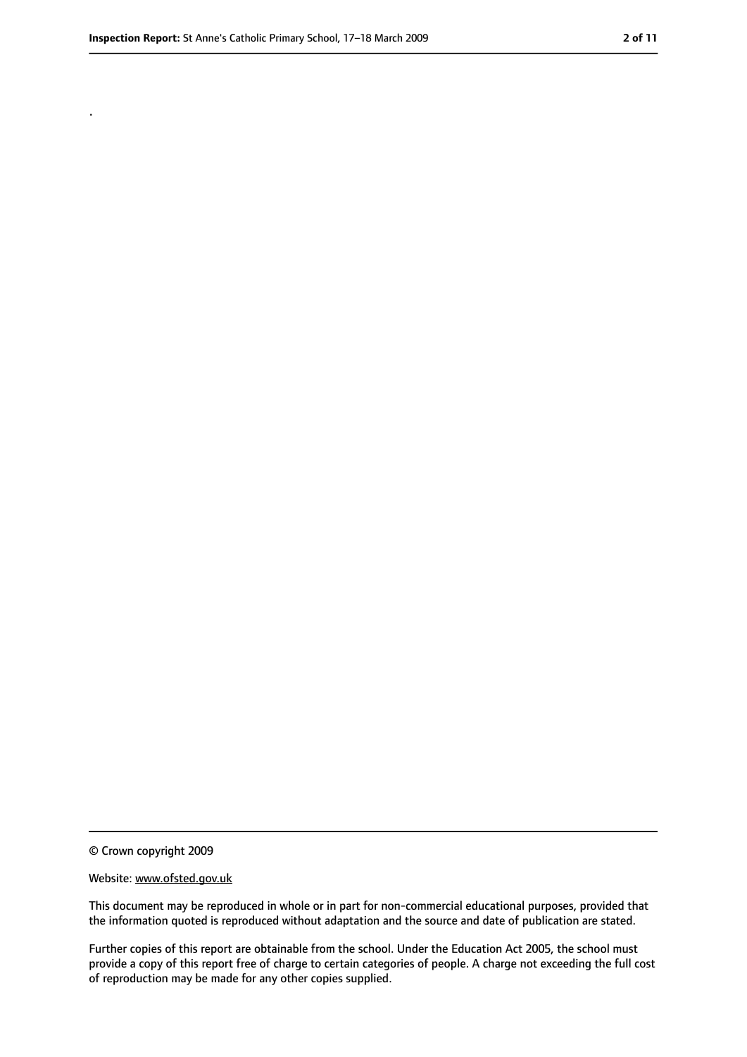.

© Crown copyright 2009

Website: www.ofsted.gov.uk

This document may be reproduced in whole or in part for non-commercial educational purposes, provided that the information quoted is reproduced without adaptation and the source and date of publication are stated.

Further copies of this report are obtainable from the school. Under the Education Act 2005, the school must provide a copy of this report free of charge to certain categories of people. A charge not exceeding the full cost of reproduction may be made for any other copies supplied.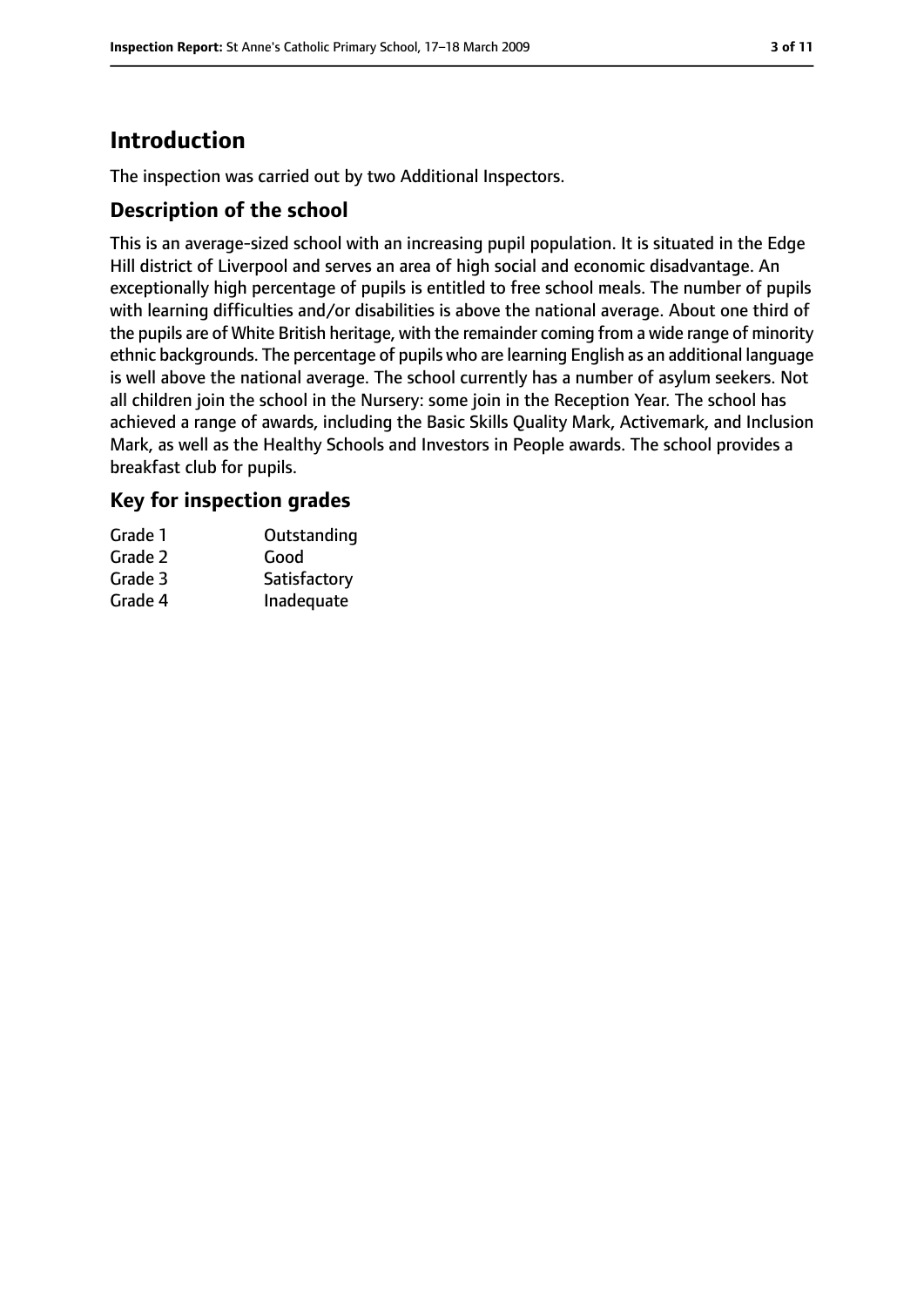# Introduction

The inspection was carried out by two Additional Inspectors.

## Description of the school

This is an average-sized school with an increasing pupil population. It is situated in the Edge Hill district of Liverpool and serves an area of high social and economic disadvantage. An exceptionally high percentage of pupils is entitled to free school meals. The number of pupils with learning difficulties and/or disabilities is above the national average. About one third of the pupils are of White British heritage, with the remainder coming from a wide range of minority ethnic backgrounds. The percentage of pupils who are learning English as an additional language is well above the national average. The school currently has a number of asylum seekers. Not all children join the school in the Nursery: some join in the Reception Year. The school has achieved a range of awards, including the Basic Skills Quality Mark, Activemark, and Inclusion Mark, as well as the Healthy Schools and Investors in People awards. The school provides a breakfast club for pupils.

## Key for inspection grades

| | |
|---|---|
| Grade 1 | Outstanding |
| Grade 2 | Good |
| Grade 3 | Satisfactory |
| Grade 4 | Inadequate |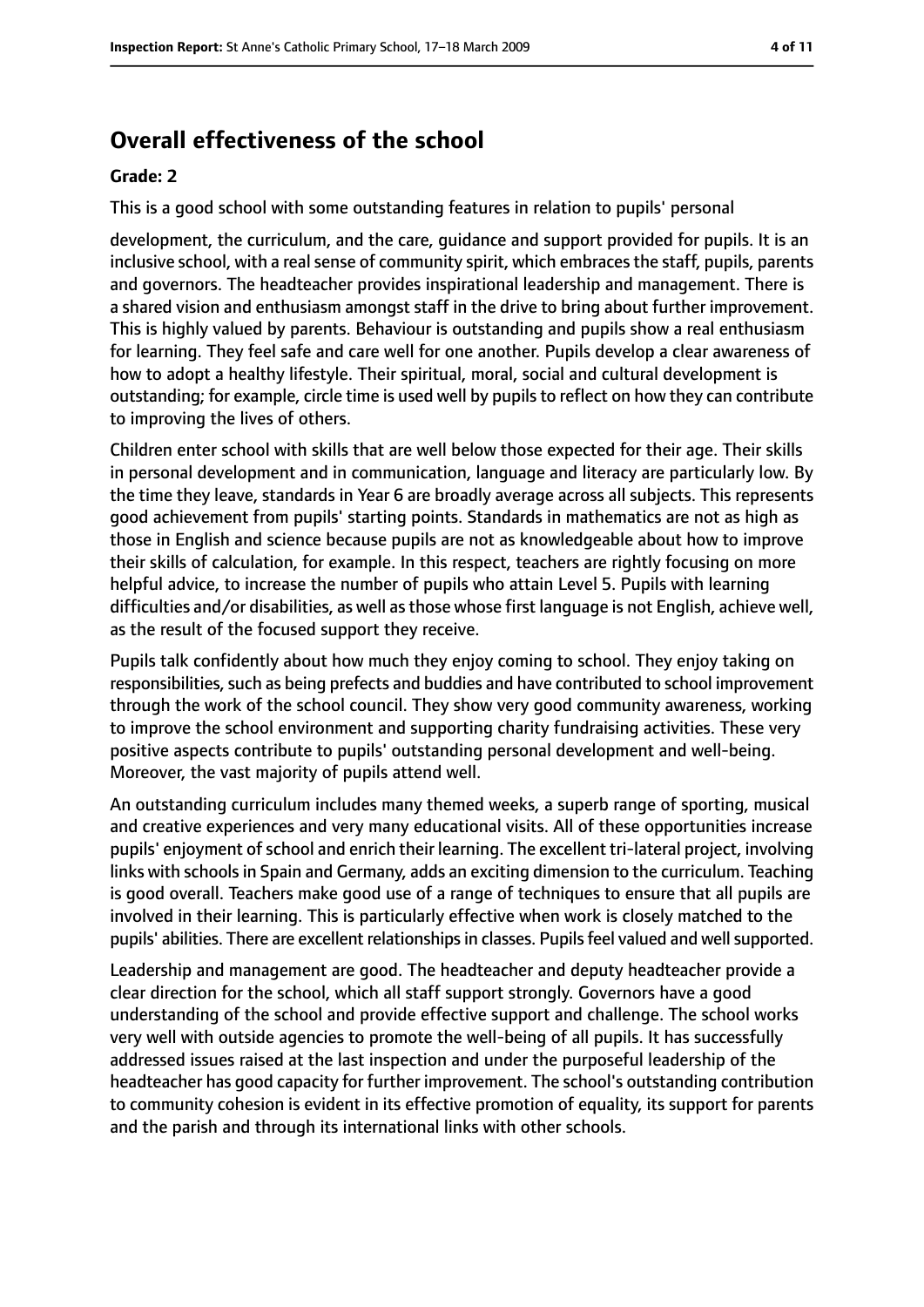## Overall effectiveness of the school

**Grade: 2**

This is a good school with some outstanding features in relation to pupils' personal development, the curriculum, and the care, guidance and support provided for pupils. It is an inclusive school, with a real sense of community spirit, which embraces the staff, pupils, parents and governors. The headteacher provides inspirational leadership and management. There is a shared vision and enthusiasm amongst staff in the drive to bring about further improvement. This is highly valued by parents. Behaviour is outstanding and pupils show a real enthusiasm for learning. They feel safe and care well for one another. Pupils develop a clear awareness of how to adopt a healthy lifestyle. Their spiritual, moral, social and cultural development is outstanding; for example, circle time is used well by pupils to reflect on how they can contribute to improving the lives of others.

Children enter school with skills that are well below those expected for their age. Their skills in personal development and in communication, language and literacy are particularly low. By the time they leave, standards in Year 6 are broadly average across all subjects. This represents good achievement from pupils' starting points. Standards in mathematics are not as high as those in English and science because pupils are not as knowledgeable about how to improve their skills of calculation, for example. In this respect, teachers are rightly focusing on more helpful advice, to increase the number of pupils who attain Level 5. Pupils with learning difficulties and/or disabilities, as well as those whose first language is not English, achieve well, as the result of the focused support they receive.

Pupils talk confidently about how much they enjoy coming to school. They enjoy taking on responsibilities, such as being prefects and buddies and have contributed to school improvement through the work of the school council. They show very good community awareness, working to improve the school environment and supporting charity fundraising activities. These very positive aspects contribute to pupils' outstanding personal development and well-being. Moreover, the vast majority of pupils attend well.

An outstanding curriculum includes many themed weeks, a superb range of sporting, musical and creative experiences and very many educational visits. All of these opportunities increase pupils' enjoyment of school and enrich their learning. The excellent tri-lateral project, involving links with schools in Spain and Germany, adds an exciting dimension to the curriculum. Teaching is good overall. Teachers make good use of a range of techniques to ensure that all pupils are involved in their learning. This is particularly effective when work is closely matched to the pupils' abilities. There are excellent relationships in classes. Pupils feel valued and well supported.

Leadership and management are good. The headteacher and deputy headteacher provide a clear direction for the school, which all staff support strongly. Governors have a good understanding of the school and provide effective support and challenge. The school works very well with outside agencies to promote the well-being of all pupils. It has successfully addressed issues raised at the last inspection and under the purposeful leadership of the headteacher has good capacity for further improvement. The school's outstanding contribution to community cohesion is evident in its effective promotion of equality, its support for parents and the parish and through its international links with other schools.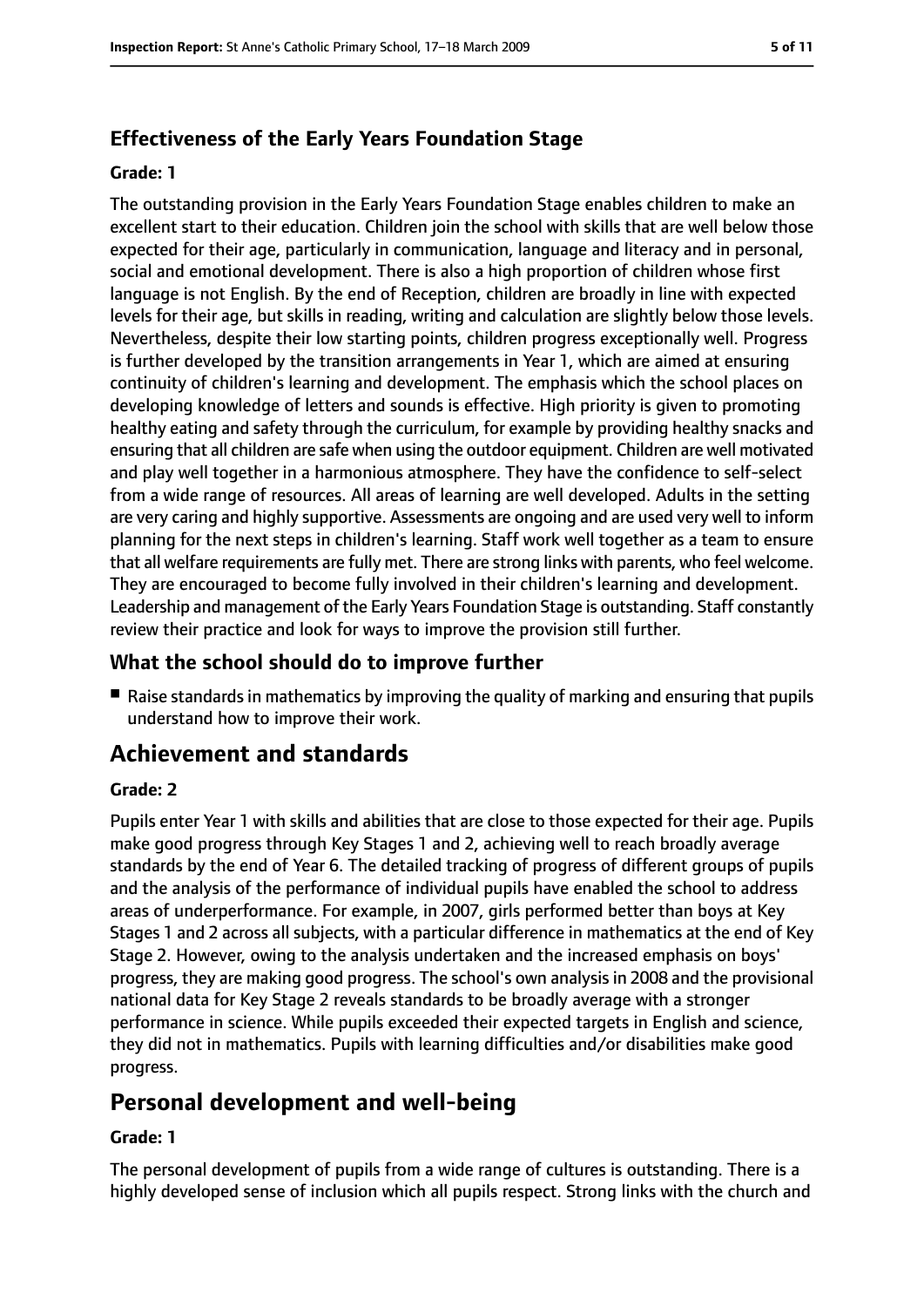### Effectiveness of the Early Years Foundation Stage

**Grade: 1**

The outstanding provision in the Early Years Foundation Stage enables children to make an excellent start to their education. Children join the school with skills that are well below those expected for their age, particularly in communication, language and literacy and in personal, social and emotional development. There is also a high proportion of children whose first language is not English. By the end of Reception, children are broadly in line with expected levels for their age, but skills in reading, writing and calculation are slightly below those levels. Nevertheless, despite their low starting points, children progress exceptionally well. Progress is further developed by the transition arrangements in Year 1, which are aimed at ensuring continuity of children's learning and development. The emphasis which the school places on developing knowledge of letters and sounds is effective. High priority is given to promoting healthy eating and safety through the curriculum, for example by providing healthy snacks and ensuring that all children are safe when using the outdoor equipment. Children are well motivated and play well together in a harmonious atmosphere. They have the confidence to self-select from a wide range of resources. All areas of learning are well developed. Adults in the setting are very caring and highly supportive. Assessments are ongoing and are used very well to inform planning for the next steps in children's learning. Staff work well together as a team to ensure that all welfare requirements are fully met. There are strong links with parents, who feel welcome. They are encouraged to become fully involved in their children's learning and development. Leadership and management of the Early Years Foundation Stage is outstanding. Staff constantly review their practice and look for ways to improve the provision still further.

### What the school should do to improve further

- Raise standards in mathematics by improving the quality of marking and ensuring that pupils understand how to improve their work.

## Achievement and standards

**Grade: 2**

Pupils enter Year 1 with skills and abilities that are close to those expected for their age. Pupils make good progress through Key Stages 1 and 2, achieving well to reach broadly average standards by the end of Year 6. The detailed tracking of progress of different groups of pupils and the analysis of the performance of individual pupils have enabled the school to address areas of underperformance. For example, in 2007, girls performed better than boys at Key Stages 1 and 2 across all subjects, with a particular difference in mathematics at the end of Key Stage 2. However, owing to the analysis undertaken and the increased emphasis on boys' progress, they are making good progress. The school's own analysis in 2008 and the provisional national data for Key Stage 2 reveals standards to be broadly average with a stronger performance in science. While pupils exceeded their expected targets in English and science, they did not in mathematics. Pupils with learning difficulties and/or disabilities make good progress.

## Personal development and well-being

**Grade: 1**

The personal development of pupils from a wide range of cultures is outstanding. There is a highly developed sense of inclusion which all pupils respect. Strong links with the church and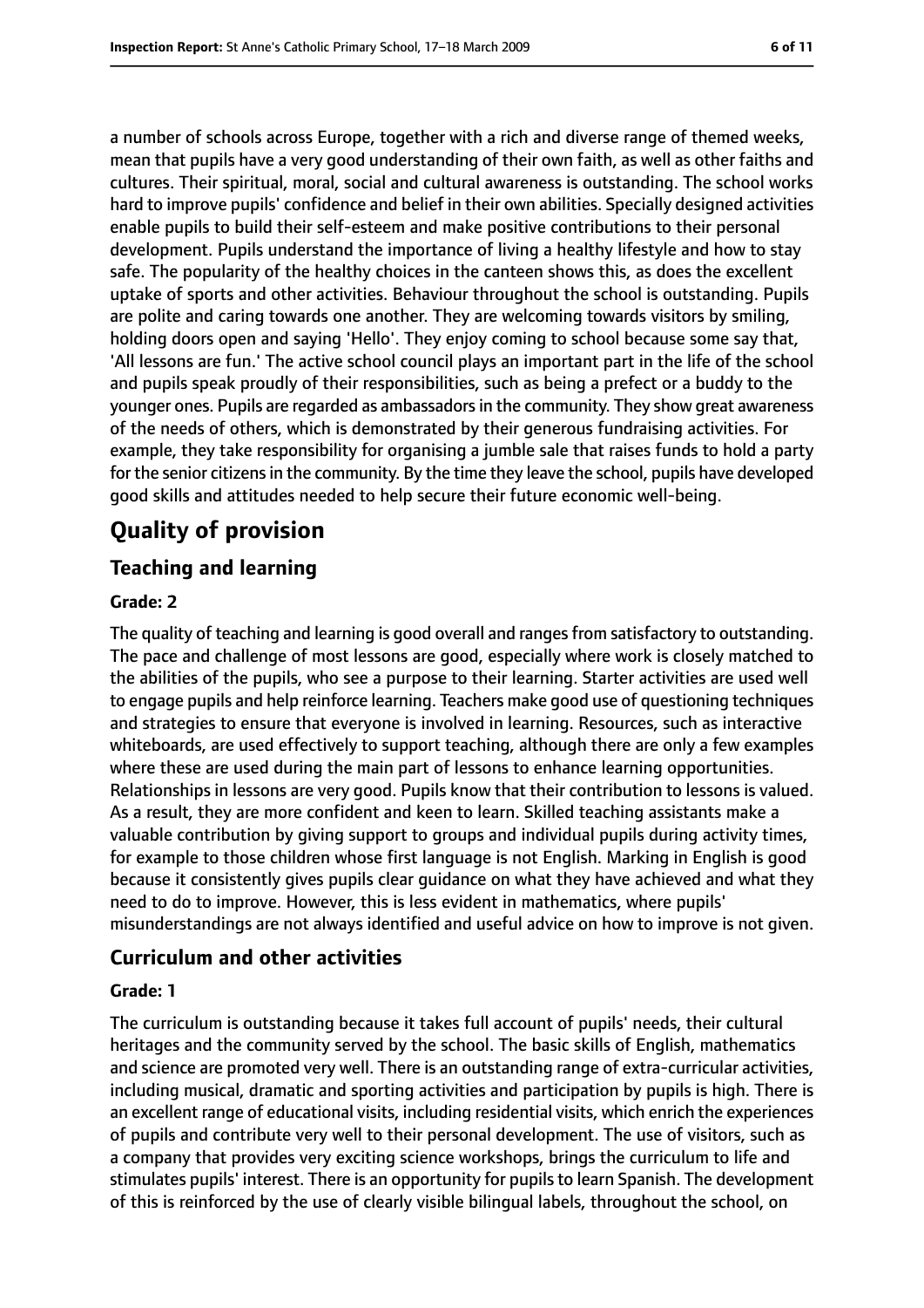a number of schools across Europe, together with a rich and diverse range of themed weeks, mean that pupils have a very good understanding of their own faith, as well as other faiths and cultures. Their spiritual, moral, social and cultural awareness is outstanding. The school works hard to improve pupils' confidence and belief in their own abilities. Specially designed activities enable pupils to build their self-esteem and make positive contributions to their personal development. Pupils understand the importance of living a healthy lifestyle and how to stay safe. The popularity of the healthy choices in the canteen shows this, as does the excellent uptake of sports and other activities. Behaviour throughout the school is outstanding. Pupils are polite and caring towards one another. They are welcoming towards visitors by smiling, holding doors open and saying 'Hello'. They enjoy coming to school because some say that, 'All lessons are fun.' The active school council plays an important part in the life of the school and pupils speak proudly of their responsibilities, such as being a prefect or a buddy to the younger ones. Pupils are regarded as ambassadors in the community. They show great awareness of the needs of others, which is demonstrated by their generous fundraising activities. For example, they take responsibility for organising a jumble sale that raises funds to hold a party for the senior citizens in the community. By the time they leave the school, pupils have developed good skills and attitudes needed to help secure their future economic well-being.

# Quality of provision

## Teaching and learning

**Grade: 2**

The quality of teaching and learning is good overall and ranges from satisfactory to outstanding. The pace and challenge of most lessons are good, especially where work is closely matched to the abilities of the pupils, who see a purpose to their learning. Starter activities are used well to engage pupils and help reinforce learning. Teachers make good use of questioning techniques and strategies to ensure that everyone is involved in learning. Resources, such as interactive whiteboards, are used effectively to support teaching, although there are only a few examples where these are used during the main part of lessons to enhance learning opportunities. Relationships in lessons are very good. Pupils know that their contribution to lessons is valued. As a result, they are more confident and keen to learn. Skilled teaching assistants make a valuable contribution by giving support to groups and individual pupils during activity times, for example to those children whose first language is not English. Marking in English is good because it consistently gives pupils clear guidance on what they have achieved and what they need to do to improve. However, this is less evident in mathematics, where pupils' misunderstandings are not always identified and useful advice on how to improve is not given.

## Curriculum and other activities

**Grade: 1**

The curriculum is outstanding because it takes full account of pupils' needs, their cultural heritages and the community served by the school. The basic skills of English, mathematics and science are promoted very well. There is an outstanding range of extra-curricular activities, including musical, dramatic and sporting activities and participation by pupils is high. There is an excellent range of educational visits, including residential visits, which enrich the experiences of pupils and contribute very well to their personal development. The use of visitors, such as a company that provides very exciting science workshops, brings the curriculum to life and stimulates pupils' interest. There is an opportunity for pupils to learn Spanish. The development of this is reinforced by the use of clearly visible bilingual labels, throughout the school, on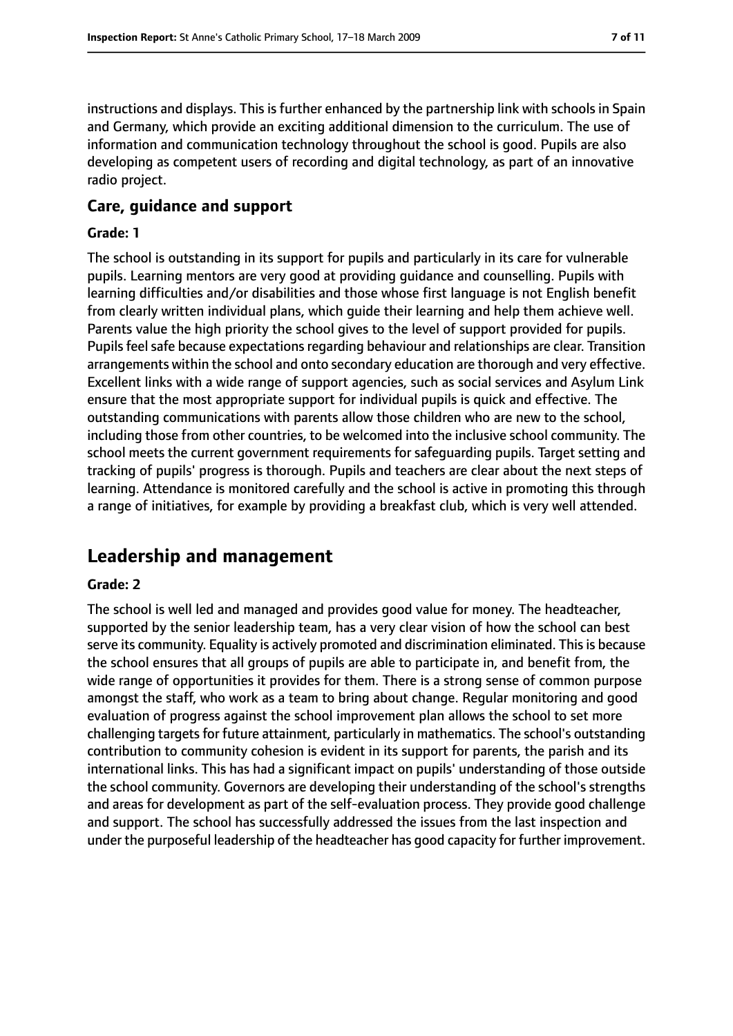instructions and displays. This is further enhanced by the partnership link with schools in Spain and Germany, which provide an exciting additional dimension to the curriculum. The use of information and communication technology throughout the school is good. Pupils are also developing as competent users of recording and digital technology, as part of an innovative radio project.

### Care, guidance and support

#### Grade: 1

The school is outstanding in its support for pupils and particularly in its care for vulnerable pupils. Learning mentors are very good at providing guidance and counselling. Pupils with learning difficulties and/or disabilities and those whose first language is not English benefit from clearly written individual plans, which guide their learning and help them achieve well. Parents value the high priority the school gives to the level of support provided for pupils. Pupils feel safe because expectations regarding behaviour and relationships are clear. Transition arrangements within the school and onto secondary education are thorough and very effective. Excellent links with a wide range of support agencies, such as social services and Asylum Link ensure that the most appropriate support for individual pupils is quick and effective. The outstanding communications with parents allow those children who are new to the school, including those from other countries, to be welcomed into the inclusive school community. The school meets the current government requirements for safeguarding pupils. Target setting and tracking of pupils' progress is thorough. Pupils and teachers are clear about the next steps of learning. Attendance is monitored carefully and the school is active in promoting this through a range of initiatives, for example by providing a breakfast club, which is very well attended.

## Leadership and management

#### Grade: 2

The school is well led and managed and provides good value for money. The headteacher, supported by the senior leadership team, has a very clear vision of how the school can best serve its community. Equality is actively promoted and discrimination eliminated. This is because the school ensures that all groups of pupils are able to participate in, and benefit from, the wide range of opportunities it provides for them. There is a strong sense of common purpose amongst the staff, who work as a team to bring about change. Regular monitoring and good evaluation of progress against the school improvement plan allows the school to set more challenging targets for future attainment, particularly in mathematics. The school's outstanding contribution to community cohesion is evident in its support for parents, the parish and its international links. This has had a significant impact on pupils' understanding of those outside the school community. Governors are developing their understanding of the school's strengths and areas for development as part of the self-evaluation process. They provide good challenge and support. The school has successfully addressed the issues from the last inspection and under the purposeful leadership of the headteacher has good capacity for further improvement.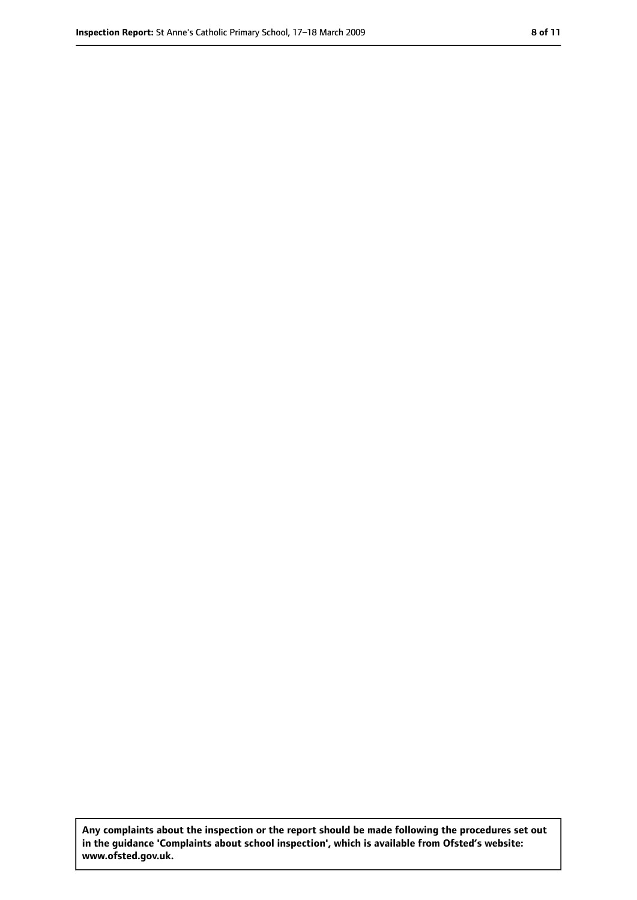**Any complaints about the inspection or the report should be made following the procedures set out in the guidance 'Complaints about school inspection', which is available from Ofsted's website: www.ofsted.gov.uk.**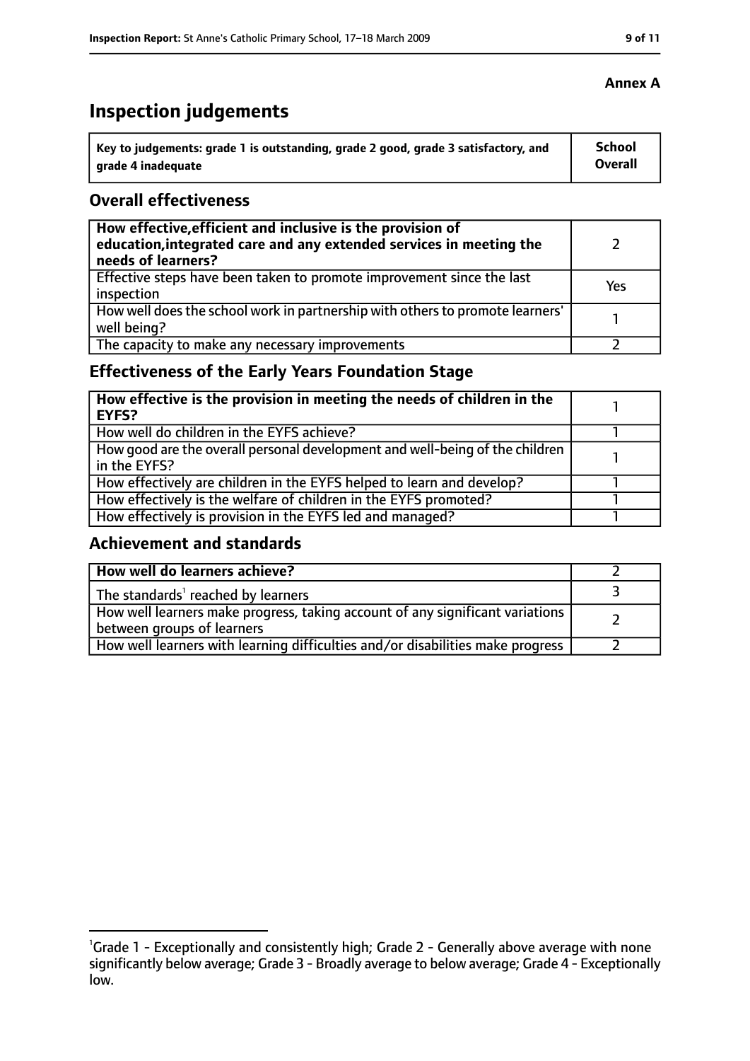**Annex A**

# Inspection judgements

| Key to judgements: grade 1 is outstanding, grade 2 good, grade 3 satisfactory, and grade 4 inadequate | School Overall |
|---|---|

## Overall effectiveness

| | |
|---|---|
| **How effective, efficient and inclusive is the provision of education, integrated care and any extended services in meeting the needs of learners?** | 2 |
| Effective steps have been taken to promote improvement since the last inspection | Yes |
| How well does the school work in partnership with others to promote learners' well being? | 1 |
| The capacity to make any necessary improvements | 2 |

## Effectiveness of the Early Years Foundation Stage

| | |
|---|---|
| **How effective is the provision in meeting the needs of children in the EYFS?** | 1 |
| How well do children in the EYFS achieve? | 1 |
| How good are the overall personal development and well-being of the children in the EYFS? | 1 |
| How effectively are children in the EYFS helped to learn and develop? | 1 |
| How effectively is the welfare of children in the EYFS promoted? | 1 |
| How effectively is provision in the EYFS led and managed? | 1 |

## Achievement and standards

| | |
|---|---|
| **How well do learners achieve?** | 2 |
| The standards[1] reached by learners | 3 |
| How well learners make progress, taking account of any significant variations between groups of learners | 2 |
| How well learners with learning difficulties and/or disabilities make progress | 2 |

[1]Grade 1 - Exceptionally and consistently high; Grade 2 - Generally above average with none significantly below average; Grade 3 - Broadly average to below average; Grade 4 - Exceptionally low.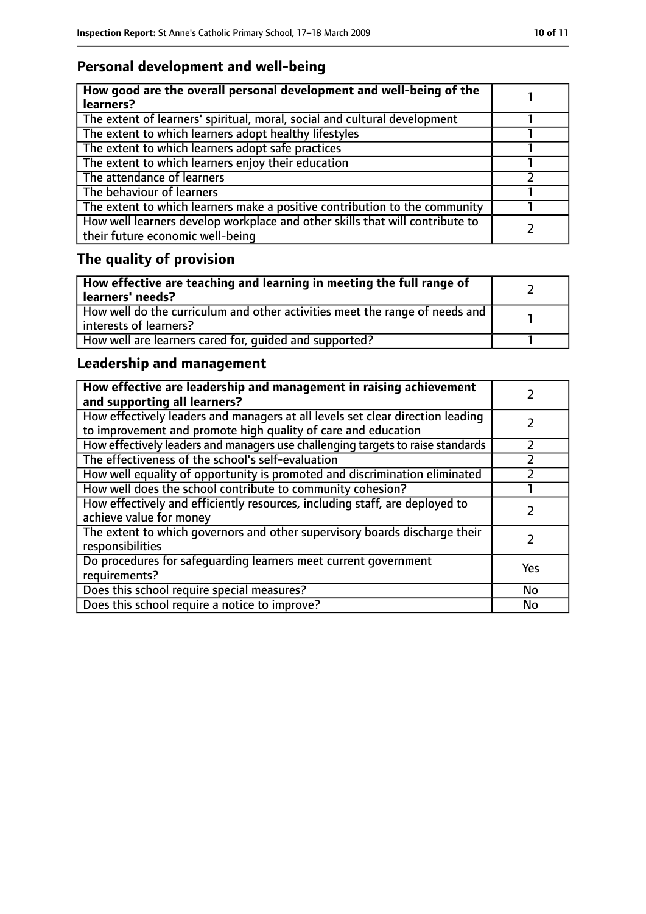## Personal development and well-being

| **How good are the overall personal development and well-being of the learners?** | 1 |
|---|---|
| The extent of learners' spiritual, moral, social and cultural development | 1 |
| The extent to which learners adopt healthy lifestyles | 1 |
| The extent to which learners adopt safe practices | 1 |
| The extent to which learners enjoy their education | 1 |
| The attendance of learners | 2 |
| The behaviour of learners | 1 |
| The extent to which learners make a positive contribution to the community | 1 |
| How well learners develop workplace and other skills that will contribute to their future economic well-being | 2 |

## The quality of provision

| **How effective are teaching and learning in meeting the full range of learners' needs?** | 2 |
|---|---|
| How well do the curriculum and other activities meet the range of needs and interests of learners? | 1 |
| How well are learners cared for, guided and supported? | 1 |

## Leadership and management

| **How effective are leadership and management in raising achievement and supporting all learners?** | 2 |
|---|---|
| How effectively leaders and managers at all levels set clear direction leading to improvement and promote high quality of care and education | 2 |
| How effectively leaders and managers use challenging targets to raise standards | 2 |
| The effectiveness of the school's self-evaluation | 2 |
| How well equality of opportunity is promoted and discrimination eliminated | 2 |
| How well does the school contribute to community cohesion? | 1 |
| How effectively and efficiently resources, including staff, are deployed to achieve value for money | 2 |
| The extent to which governors and other supervisory boards discharge their responsibilities | 2 |
| Do procedures for safeguarding learners meet current government requirements? | Yes |
| Does this school require special measures? | No |
| Does this school require a notice to improve? | No |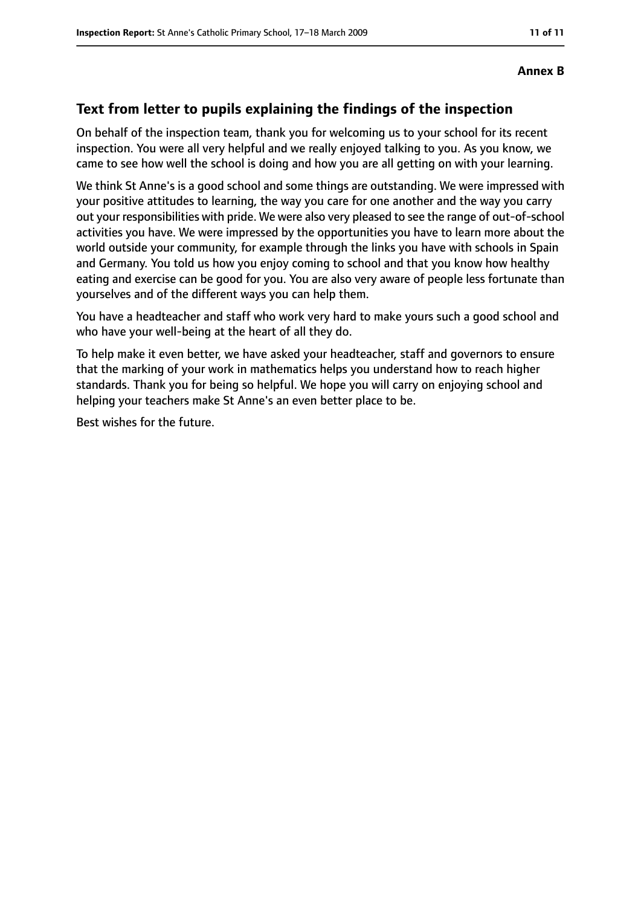**Annex B**

## Text from letter to pupils explaining the findings of the inspection

On behalf of the inspection team, thank you for welcoming us to your school for its recent inspection. You were all very helpful and we really enjoyed talking to you. As you know, we came to see how well the school is doing and how you are all getting on with your learning.

We think St Anne's is a good school and some things are outstanding. We were impressed with your positive attitudes to learning, the way you care for one another and the way you carry out your responsibilities with pride. We were also very pleased to see the range of out-of-school activities you have. We were impressed by the opportunities you have to learn more about the world outside your community, for example through the links you have with schools in Spain and Germany. You told us how you enjoy coming to school and that you know how healthy eating and exercise can be good for you. You are also very aware of people less fortunate than yourselves and of the different ways you can help them.

You have a headteacher and staff who work very hard to make yours such a good school and who have your well-being at the heart of all they do.

To help make it even better, we have asked your headteacher, staff and governors to ensure that the marking of your work in mathematics helps you understand how to reach higher standards. Thank you for being so helpful. We hope you will carry on enjoying school and helping your teachers make St Anne's an even better place to be.

Best wishes for the future.